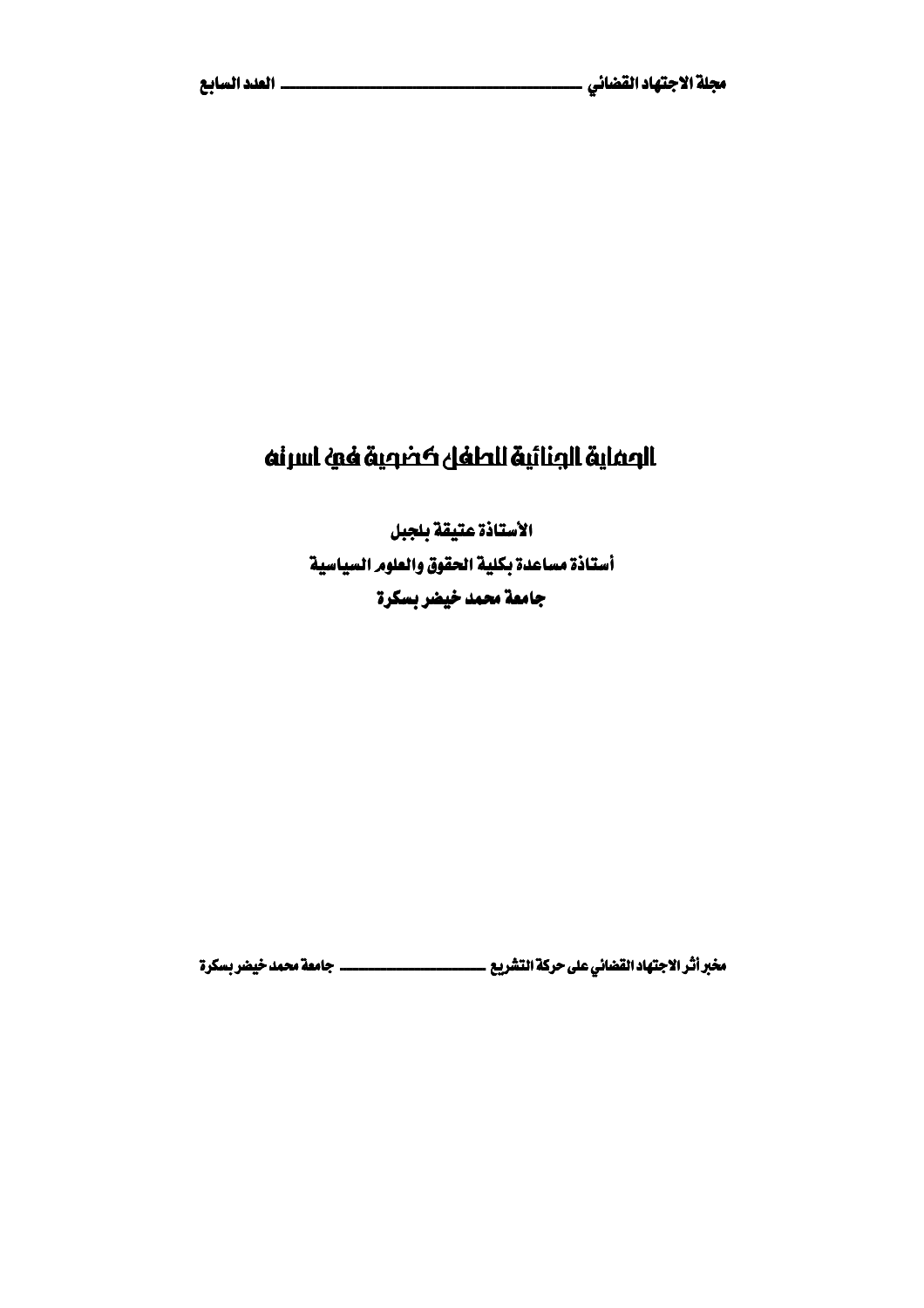# الحماية الجنائية للطفل كضحية في اسرته

**الأستاذة عتيقة بلجبل**

**أستاذة مساعدة بكلية الحقوق والعلوم السياسية**

**جامعة محمد خيضر بسكرة**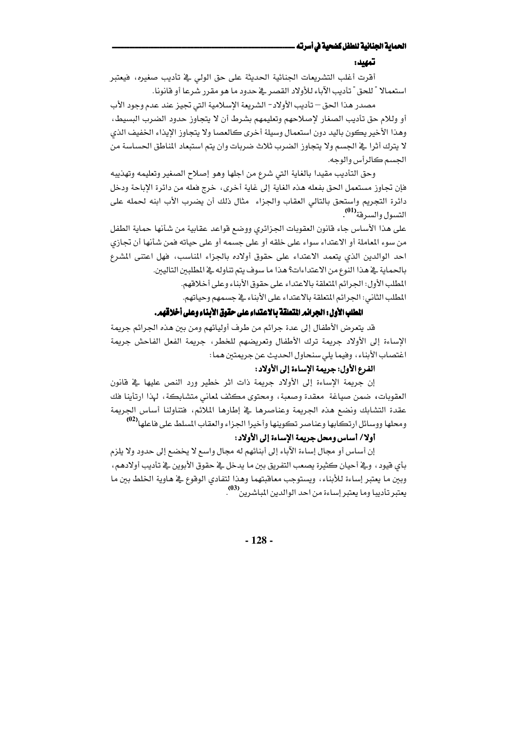**تمهيد:**

أقرت أغلب التشريعات الجنائية الحديثة على حق الولي في تأديب صغيره، فيعتبر استعمالا " للحق " تأديب الآباء للأولاد القصر في حدود ما هو مقرر شرعا أو قانونا.

مصدر هذا الحق – تأديب الأولاد - الشريعة الإسلامية التي تجيز عند عدم وجود الأب أو وللام حق تأديب الصغار لإصلاحهم وتعليمهم بشرط أن لا يتجاوز حدود الضرب البسيط، وهذا الأخير يكون باليد دون استعمال وسيلة أخرى كالعصا ولا يتجاوز الإيذاء الخفيف الذي لا يترك أثرا في الجسم ولا يتجاوز الضرب ثلاث ضربات وان يتم استبعاد المناطق الحساسة من الجسم كالرأس والوجه.

وحق التأديب مقيدا بالغاية التي شرع من اجلها وهو إصلاح الصغير وتعليمه وتهذيبه فإن تجاوز مستعمل الحق بفعله هذه الغاية إلى غاية أخرى، خرج فعله من دائرة الإباحة ودخل دائرة التجريم واستحق بالتالي العقاب والجزاء مثال ذلك أن يضرب الأب ابنه لحمله على التسول والسرقة[01].

على هذا الأساس جاء قانون العقوبات الجزائري ووضع قواعد عقابية من شأنها حماية الطفل من سوء المعاملة أو الاعتداء سواء على خلقه أو على جسمه أو على حياته فمن شأنها أن تجازي احد الوالدين الذي يتعمد الاعتداء على حقوق أولاده بالجزاء المناسب، فهل اعتنى المشرع بالحماية في هذا النوع من الاعتداءات؟ هذا ما سوف يتم تناوله في المطلبين التاليين.

المطلب الأول: الجرائم المتعلقة بالاعتداء على حقوق الأبناء وعلى أخلاقهم.

المطلب الثاني: الجرائم المتعلقة بالاعتداء على الأبناء في جسمهم وحياتهم.

## المطلب الأول: الجرائم المتعلقة بالاعتداء على حقوق الأبناء وعلى أخلاقهم.

قد يتعرض الأطفال إلى عدة جرائم من طرف أوليائهم ومن بين هذه الجرائم جريمة الإساءة إلى الأولاد جريمة ترك الأطفال وتعريضهم للخطر، جريمة الفعل الفاحش جريمة اغتصاب الأبناء، وفيما يلي سنحاول الحديث عن جريمتين هما:

### الفرع الأول: جريمة الإساءة إلى الأولاد:

إن جريمة الإساءة إلى الأولاد جريمة ذات اثر خطير ورد النص عليها في قانون العقوبات، ضمن صياغة معقدة وصعبة، ومحتوى مكثف لمعاني متشابكة، لهذا ارتأينا فك عقدة التشابك ونضع هذه الجريمة وعناصرها في إطارها الملائم، فتناولنا أساس الجريمة ومحلها ووسائل ارتكابها وعناصر تكوينها وأخيرا الجزاء والعقاب المسلط على فاعلها[02]

#### أولا/ أساس ومحل جريمة الإساءة إلى الأولاد:

إن أساس أو مجال إساءة الآباء إلى أبنائهم له مجال واسع لا يخضع إلى حدود ولا يلزم بأي قيود، وفي أحيان كثيرة يصعب التفريق بين ما يدخل في حقوق الأبوين في تأديب أولادهم، وبين ما يعتبر إساءة للأبناء، ويستوجب معاقبتهما وهذا لتفادي الوقوع في هاوية الخلط بين ما يعتبر تأديبا وما يعتبر إساءة من احد الوالدين المباشرين[03].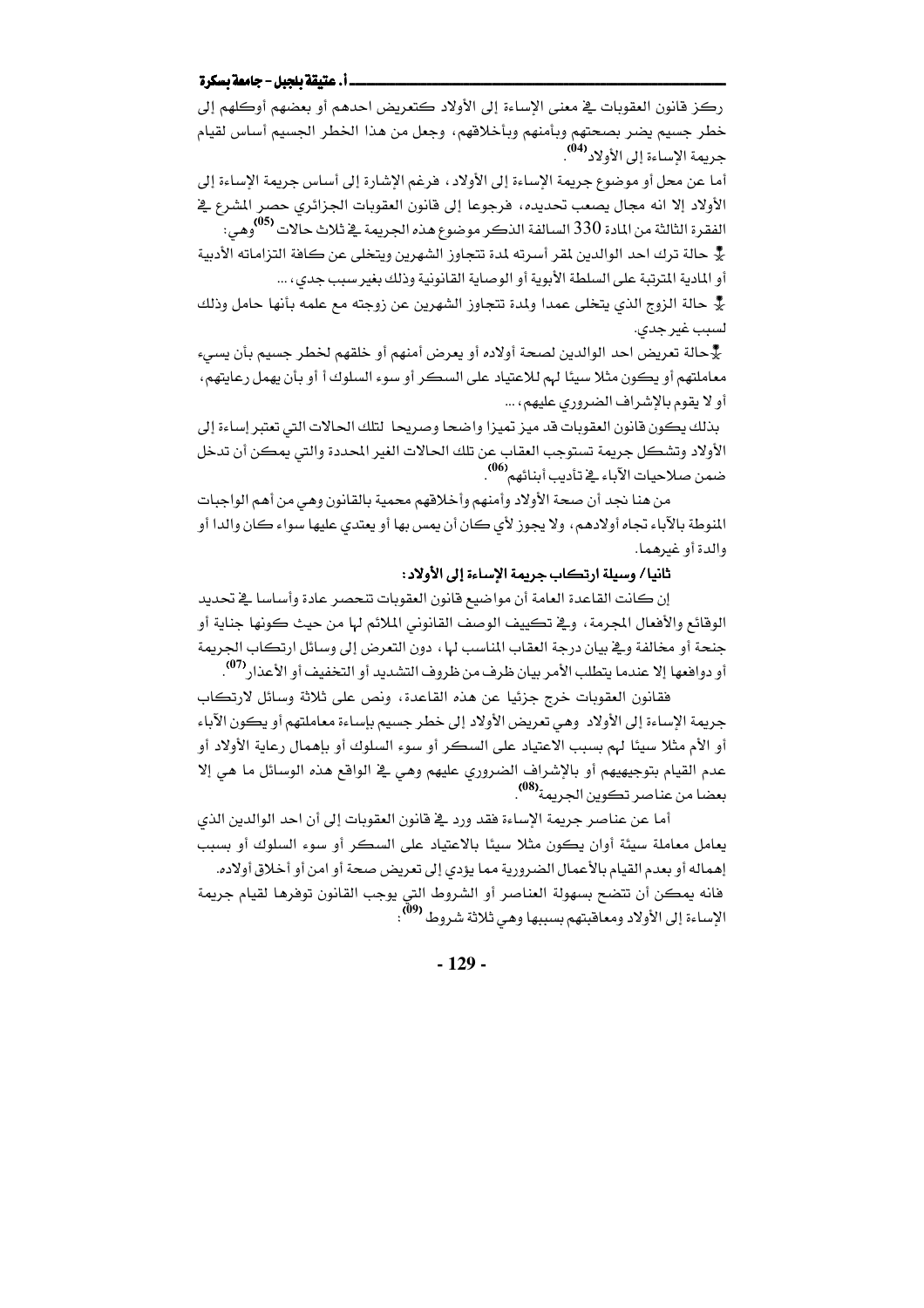ركز قانون العقوبات في معنى الإساءة إلى الأولاد كتعريض احدهم أو بعضهم أوكلهم إلى خطر جسيم يضر بصحتهم وبأمنهم وبأخلاقهم، وجعل من هذا الخطر الجسيم أساس لقيام جريمة الإساءة إلى الأولاد[04].

أما عن محل أو موضوع جريمة الإساءة إلى الأولاد، فرغم الإشارة إلى أساس جريمة الإساءة إلى الأولاد إلا انه مجال يصعب تحديده، فرجوعا إلى قانون العقوبات الجزائري حصر المشرع في الفقرة الثالثة من المادة 330 السالفة الذكر موضوع هذه الجريمة في ثلاث حالات[05] وهي:

- حالة ترك احد الوالدين لمقر أسرته لمدة تتجاوز الشهرين ويتخلى عن كافة التزاماته الأدبية أو المادية المترتبة على السلطة الأبوية أو الوصاية القانونية وذلك بغير سبب جدي، ...
- حالة الزوج الذي يتخلى عمدا ولمدة تتجاوز الشهرين عن زوجته مع علمه بأنها حامل وذلك لسبب غير جدي.
- حالة تعريض احد الوالدين لصحة أولاده أو يعرض أمنهم أو خلقهم لخطر جسيم بأن يسيء معاملتهم أو يكون مثلا سيئا لهم للاعتياد على السكر أو سوء السلوك أ أو بأن يهمل رعايتهم، أو لا يقوم بالإشراف الضروري عليهم، ...

بذلك يكون قانون العقوبات قد ميز تميزا واضحا وصريحا لتلك الحالات التي تعتبر إساءة إلى الأولاد وتشكل جريمة تستوجب العقاب عن تلك الحالات الغير المحددة والتي يمكن أن تدخل ضمن صلاحيات الآباء في تأديب أبنائهم[06].

من هنا نجد أن صحة الأولاد وأمنهم وأخلاقهم محمية بالقانون وهي من أهم الواجبات المنوطة بالآباء تجاه أولادهم، ولا يجوز لأي كان أن يمس بها أو يعتدي عليها سواء كان والدا أو والدة أو غيرهما.

### ثانيا/ وسيلة ارتكاب جريمة الإساءة إلى الأولاد:

إن كانت القاعدة العامة أن مواضيع قانون العقوبات تنحصر عادة وأساسا في تحديد الوقائع والأفعال المجرمة، وفي تكييف الوصف القانوني الملائم لها من حيث كونها جناية أو جنحة أو مخالفة وفي بيان درجة العقاب المناسب لها، دون التعرض إلى وسائل ارتكاب الجريمة أو دوافعها إلا عندما يتطلب الأمر بيان ظرف من ظروف التشديد أو التخفيف أو الأعذار[07].

فقانون العقوبات خرج جزئيا عن هذه القاعدة، ونص على ثلاثة وسائل لارتكاب جريمة الإساءة إلى الأولاد وهي تعريض الأولاد إلى خطر جسيم بإساءة معاملتهم أو يكون الآباء أو الأم مثلا سيئا لهم بسبب الاعتياد على السكر أو سوء السلوك أو بإهمال رعاية الأولاد أو عدم القيام بتوجيههم أو بالإشراف الضروري عليهم وهي في الواقع هذه الوسائل ما هي إلا بعضا من عناصر تكوين الجريمة[08].

أما عن عناصر جريمة الإساءة فقد ورد في قانون العقوبات إلى أن احد الوالدين الذي يعامل معاملة سيئة أوان يكون مثلا سيئا بالاعتياد على السكر أو سوء السلوك أو بسبب إهماله أو بعدم القيام بالأعمال الضرورية مما يؤدي إلى تعريض صحة أو امن أو أخلاق أولاده.

فانه يمكن أن تتضح بسهولة العناصر أو الشروط التي يوجب القانون توفرها لقيام جريمة الإساءة إلى الأولاد ومعاقبتهم بسببها وهي ثلاثة شروط [09]: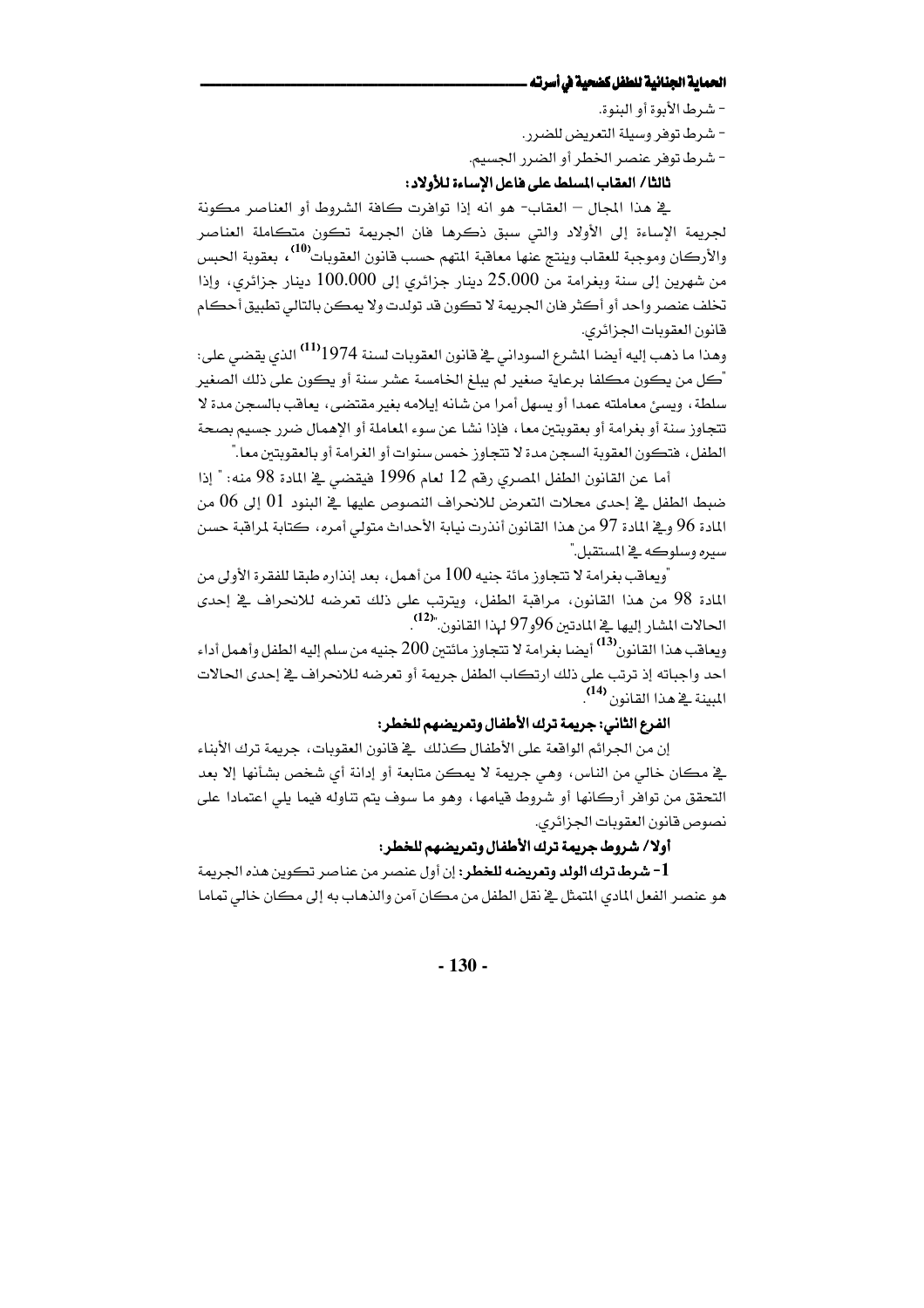- شرط الأبوة أو البنوة.
- شرط توفر وسيلة التعريض للضرر.
- شرط توفر عنصر الخطر أو الضرر الجسيم.

### ثالثا/ العقاب المسلط على فاعل الإساءة للأولاد:

في هذا المجال – العقاب- هو انه إذا توافرت كافة الشروط أو العناصر مكونة لجريمة الإساءة إلى الأولاد والتي سبق ذكرها فان الجريمة تكون متكاملة العناصر والأركان وموجبة للعقاب وينتج عنها معاقبة المتهم حسب قانون العقوبات[10]، بعقوبة الحبس من شهرين إلى سنة وبغرامة من 25.000 دينار جزائري إلى 100.000 دينار جزائري، وإذا تخلف عنصر واحد أو أكثر فان الجريمة لا تكون قد تولدت ولا يمكن بالتالي تطبيق أحكام قانون العقوبات الجزائري.

وهذا ما ذهب إليه أيضا المشرع السوداني في قانون العقوبات لسنة 1974[11] الذي يقضي على: "كل من يكون مكلفا برعاية صغير لم يبلغ الخامسة عشر سنة أو يكون على ذلك الصغير سلطة، ويسئ معاملته عمدا أو يسهل أمرا من شانه إيلامه بغير مقتضى، يعاقب بالسجن مدة لا تتجاوز سنة أو بغرامة أو بعقوبتين معا، فإذا نشا عن سوء المعاملة أو الإهمال ضرر جسيم بصحة الطفل، فتكون العقوبة السجن مدة لا تتجاوز خمس سنوات أو الغرامة أو بالعقوبتين معا."

أما عن القانون الطفل المصري رقم 12 لعام 1996 فيقضي في المادة 98 منه: " إذا ضبط الطفل في إحدى محلات التعرض للانحراف النصوص عليها في البنود 01 إلى 06 من المادة 96 وفي المادة 97 من هذا القانون أنذرت نيابة الأحداث متولي أمره، كتابة لمراقبة حسن سيره وسلوكه في المستقبل."

"ويعاقب بغرامة لا تتجاوز مائة جنيه 100 من أهمل، بعد إنذاره طبقا للفقرة الأولى من المادة 98 من هذا القانون، مراقبة الطفل، ويترتب على ذلك تعرضه للانحراف في إحدى الحالات المشار إليها في المادتين 96و97 لهذا القانون."[12].

ويعاقب هذا القانون[13] أيضا بغرامة لا تتجاوز مائتين 200 جنيه من سلم إليه الطفل وأهمل أداء احد واجباته إذ ترتب على ذلك ارتكاب الطفل جريمة أو تعرضه للانحراف في إحدى الحالات المبينة في هذا القانون [14].

### الفرع الثاني: جريمة ترك الأطفال وتعريضهم للخطر:

إن من الجرائم الواقعة على الأطفال كذلك في قانون العقوبات، جريمة ترك الأبناء في مكان خالي من الناس، وهي جريمة لا يمكن متابعة أو إدانة أي شخص بشأنها إلا بعد التحقق من توافر أركانها أو شروط قيامها، وهو ما سوف يتم تناوله فيما يلي اعتمادا على نصوص قانون العقوبات الجزائري.

### أولا/ شروط جريمة ترك الأطفال وتعريضهم للخطر:

**1- شرط ترك الولد وتعريضه للخطر:** إن أول عنصر من عناصر تكوين هذه الجريمة هو عنصر الفعل المادي المتمثل في نقل الطفل من مكان آمن والذهاب به إلى مكان خالي تماما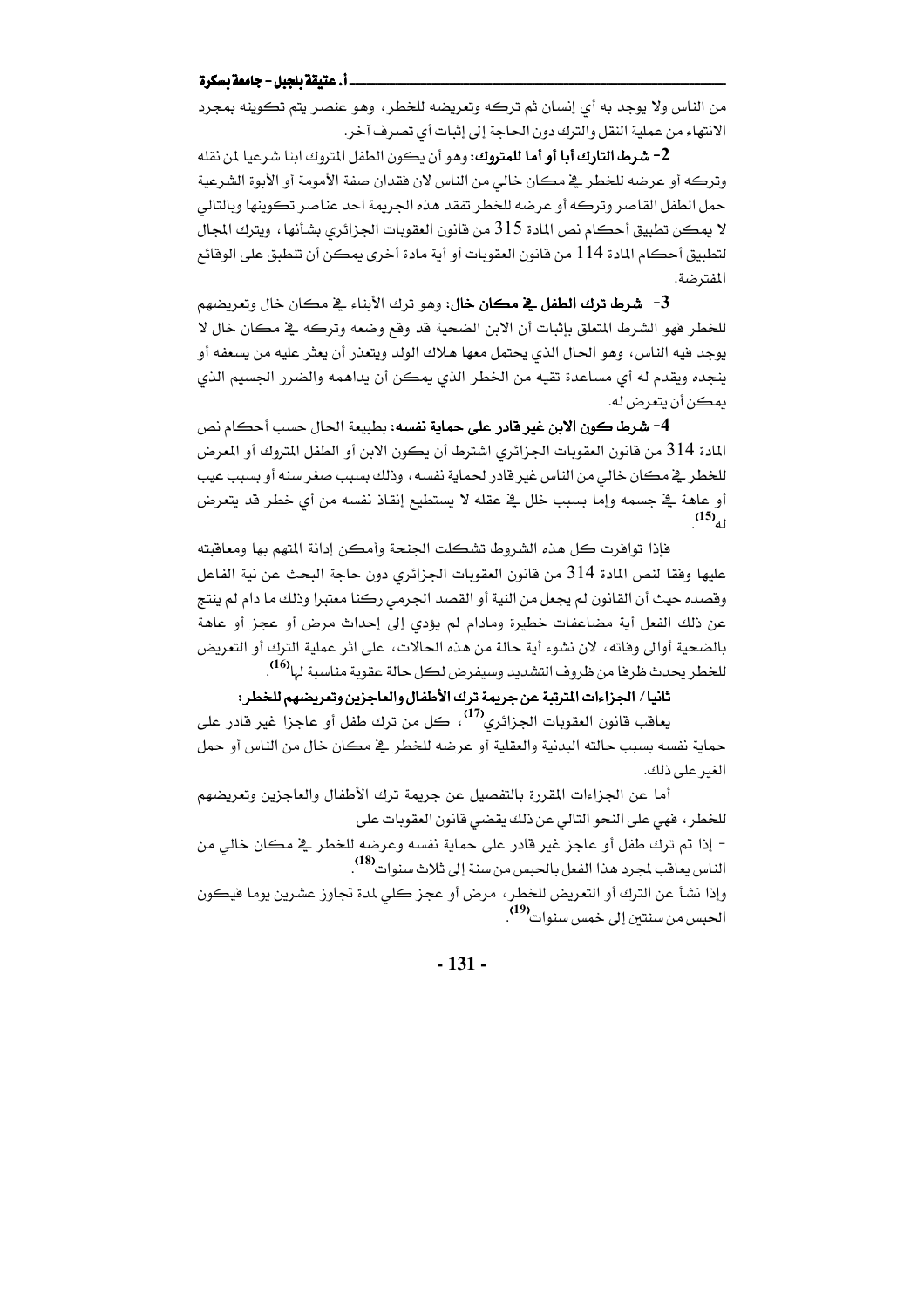من الناس ولا يوجد به أي إنسان ثم تركه وتعريضه للخطر، وهو عنصر يتم تكوينه بمجرد الانتهاء من عملية النقل والترك دون الحاجة إلى إثبات أي تصرف آخر.

**2- شرط التارك أبا أو أما للمتروك:** وهو أن يكون الطفل المتروك ابنا شرعيا لمن نقله وتركه أو عرضه للخطر في مكان خالي من الناس لان فقدان صفة الأمومة أو الأبوة الشرعية حمل الطفل القاصر وتركه أو عرضه للخطر تفقد هذه الجريمة احد عناصر تكوينها وبالتالي لا يمكن تطبيق أحكام نص المادة 315 من قانون العقوبات الجزائري بشأنها، ويترك المجال لتطبيق أحكام المادة 114 من قانون العقوبات أو أية مادة أخرى يمكن أن تنطبق على الوقائع المفترضة.

**3- شرط ترك الطفل في مكان خال:** وهو ترك الأبناء في مكان خال وتعريضهم للخطر فهو الشرط المتعلق بإثبات أن الابن الضحية قد وقع وضعه وتركه في مكان خال لا يوجد فيه الناس، وهو الحال الذي يحتمل معها هلاك الولد ويتعذر أن يعثر عليه من يسعفه أو ينجده ويقدم له أي مساعدة تقيه من الخطر الذي يمكن أن يداهمه والضرر الجسيم الذي يمكن أن يتعرض له.

**4- شرط كون الابن غير قادر على حماية نفسه:** بطبيعة الحال حسب أحكام نص المادة 314 من قانون العقوبات الجزائري اشترط أن يكون الابن أو الطفل المتروك أو المعرض للخطر في مكان خالي من الناس غير قادر لحماية نفسه، وذلك بسبب صغر سنه أو بسبب عيب أو عاهة في جسمه وإما بسبب خلل في عقله لا يستطيع إنقاذ نفسه من أي خطر قد يتعرض له(15).

فإذا توافرت كل هذه الشروط تشكلت الجنحة وأمكن إدانة المتهم بها ومعاقبته عليها وفقا لنص المادة 314 من قانون العقوبات الجزائري دون حاجة البحث عن نية الفاعل وقصده حيث أن القانون لم يجعل من النية أو القصد الجرمي ركنا معتبرا وذلك ما دام لم ينتج عن ذلك الفعل أية مضاعفات خطيرة ومادام لم يؤدي إلى إحداث مرض أو عجز أو عاهة بالضحية أوالى وفاته، لان نشوء أية حالة من هذه الحالات، على اثر عملية الترك أو التعريض للخطر يحدث ظرفا من ظروف التشديد وسيفرض لكل حالة عقوبة مناسبة لها(16).

**ثانيا/ الجزاءات المترتبة عن جريمة ترك الأطفال والعاجزين وتعريضهم للخطر:**

يعاقب قانون العقوبات الجزائري(17)، كل من ترك طفل أو عاجزا غير قادر على حماية نفسه بسبب حالته البدنية والعقلية أو عرضه للخطر في مكان خال من الناس أو حمل الغير على ذلك.

أما عن الجزاءات المقررة بالتفصيل عن جريمة ترك الأطفال والعاجزين وتعريضهم للخطر، فهي على النحو التالي عن ذلك يقضي قانون العقوبات على

- إذا تم ترك طفل أو عاجز غير قادر على حماية نفسه وعرضه للخطر في مكان خالي من الناس يعاقب لمجرد هذا الفعل بالحبس من سنة إلى ثلاث سنوات(18).

وإذا نشأ عن الترك أو التعريض للخطر، مرض أو عجز كلي لمدة تجاوز عشرين يوما فيكون الحبس من سنتين إلى خمس سنوات(19).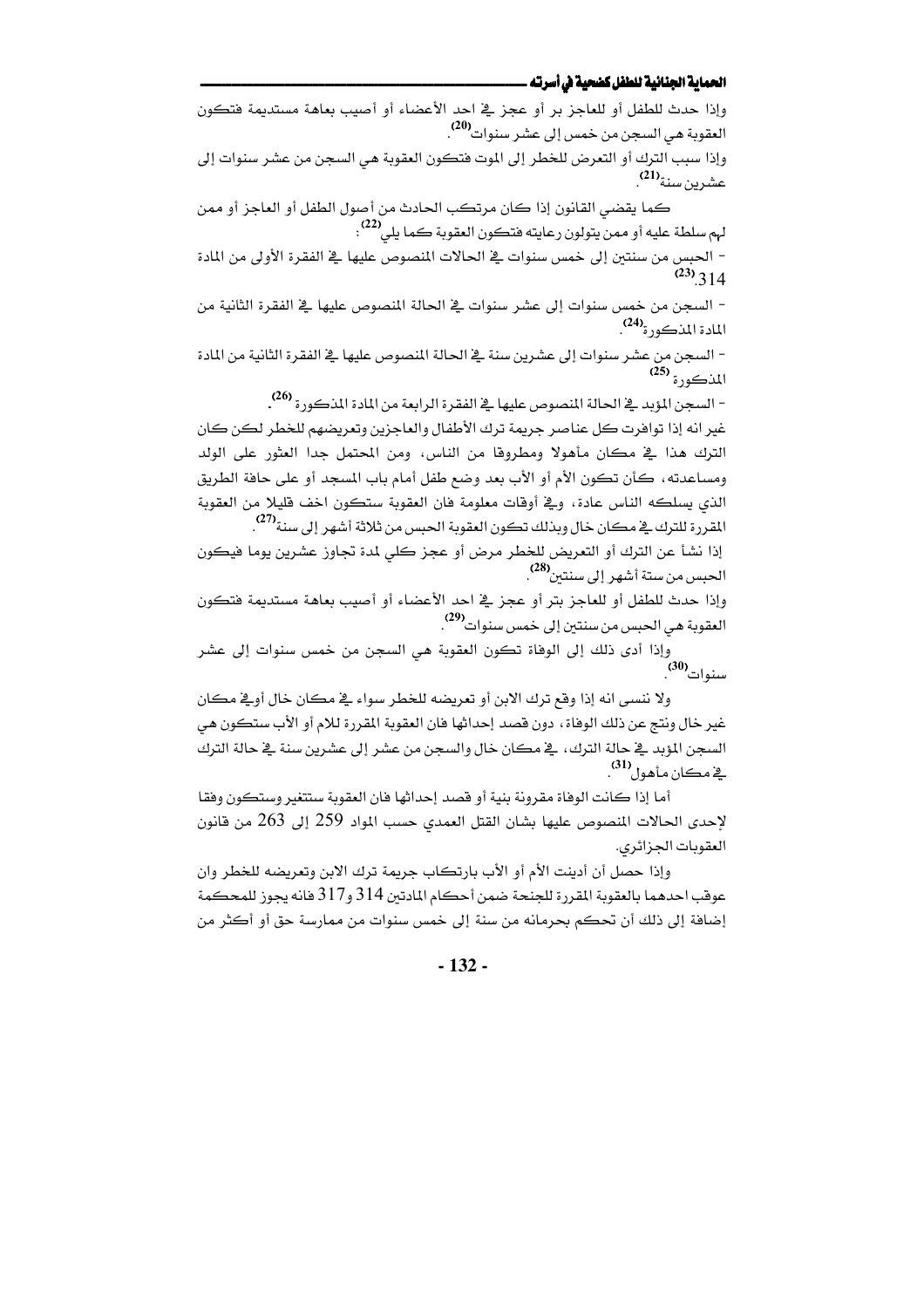وإذا حدث للطفل أو للعاجز بر أو عجز في احد الأعضاء أو أصيب بعاهة مستديمة فتكون العقوبة هي السجن من خمس إلى عشر سنوات[20].

وإذا سبب الترك أو التعرض للخطر إلى الموت فتكون العقوبة هي السجن من عشر سنوات إلى عشرين سنة[21].

كما يقضي القانون إذا كان مرتكب الحادث من أصول الطفل أو العاجز أو ممن لهم سلطة عليه أو ممن يتولون رعايته فتكون العقوبة كما يلي[22]:

- الحبس من سنتين إلى خمس سنوات في الحالات المنصوص عليها في الفقرة الأولى من المادة 314[23].
- السجن من خمس سنوات إلى عشر سنوات في الحالة المنصوص عليها في الفقرة الثانية من المادة المذكورة[24].
- السجن من عشر سنوات إلى عشرين سنة في الحالة المنصوص عليها في الفقرة الثانية من المادة المذكورة[25].
- السجن المؤبد في الحالة المنصوص عليها في الفقرة الرابعة من المادة المذكورة[26].

غير انه إذا توافرت كل عناصر جريمة ترك الأطفال والعاجزين وتعريضهم للخطر لكن كان الترك هذا في مكان مأهولا ومطروقا من الناس، ومن المحتمل جدا العثور على الولد ومساعدته، كأن تكون الأم أو الأب بعد وضع طفل أمام باب المسجد أو على حافة الطريق الذي يسلكه الناس عادة، وفي أوقات معلومة فان العقوبة ستكون اخف قليلا من العقوبة المقررة للترك في مكان خال وبذلك تكون العقوبة الحبس من ثلاثة أشهر إلى سنة[27].

إذا نشأ عن الترك أو التعريض للخطر مرض أو عجز كلي لمدة تجاوز عشرين يوما فيكون الحبس من ستة أشهر إلى سنتين[28].

وإذا حدث للطفل أو للعاجز بتر أو عجز في احد الأعضاء أو أصيب بعاهة مستديمة فتكون العقوبة هي الحبس من سنتين إلى خمس سنوات[29].

وإذا أدى ذلك إلى الوفاة تكون العقوبة هي السجن من خمس سنوات إلى عشر سنوات[30].

ولا ننسى انه إذا وقع ترك الابن أو تعريضه للخطر سواء في مكان خال أو في مكان غير خال ونتج عن ذلك الوفاة، دون قصد إحداثها فان العقوبة المقررة للام أو الأب ستكون هي السجن المؤبد في حالة الترك، في مكان خال والسجن من عشر إلى عشرين سنة في حالة الترك في مكان مأهول[31].

أما إذا كانت الوفاة مقرونة بنية أو قصد إحداثها فان العقوبة ستتغير وستكون وفقا لإحدى الحالات المنصوص عليها بشان القتل العمدي حسب المواد 259 إلى 263 من قانون العقوبات الجزائري.

وإذا حصل أن أدينت الأم أو الأب بارتكاب جريمة ترك الابن وتعريضه للخطر وان عوقب احدهما بالعقوبة المقررة للجنحة ضمن أحكام المادتين 314 و317 فانه يجوز للمحكمة إضافة إلى ذلك أن تحكم بحرمانه من سنة إلى خمس سنوات من ممارسة حق أو أكثر من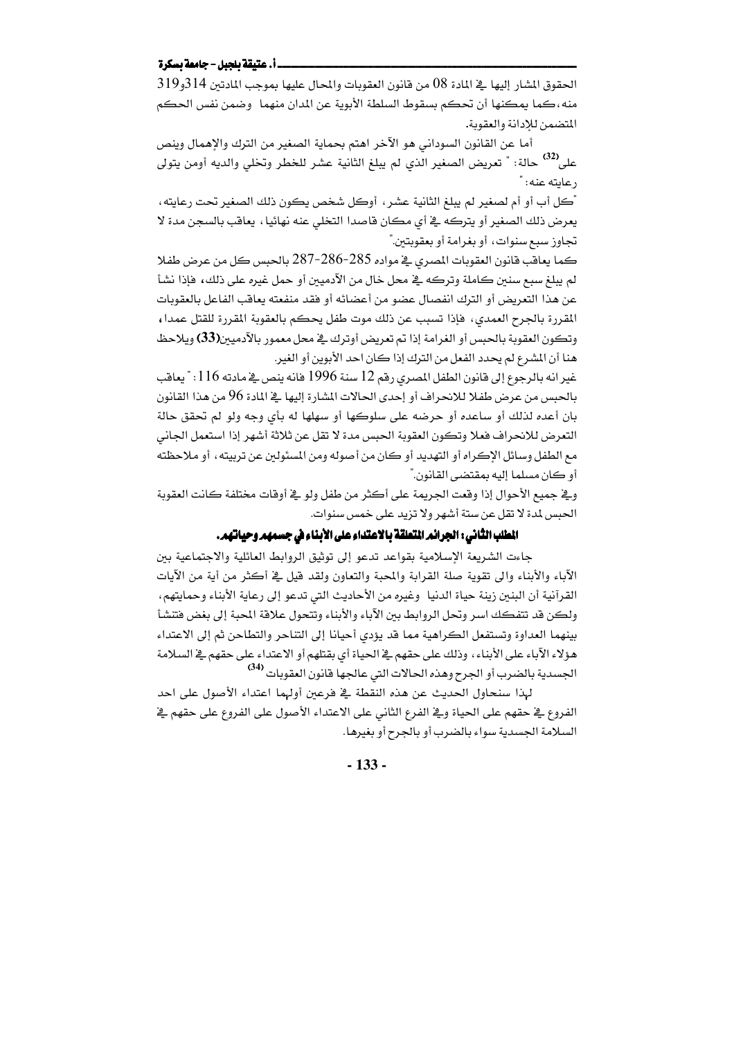الحقوق المشار إليها في المادة 08 من قانون العقوبات والمحال عليها بموجب المادتين 314و319 منه، كما يمكنها أن تحكم بسقوط السلطة الأبوية عن المدان منهما وضمن نفس الحكم المتضمن للإدانة والعقوبة.

أما عن القانون السوداني هو الآخر اهتم بحماية الصغير من الترك والإهمال وينص على[32] حالة: " تعريض الصغير الذي لم يبلغ الثانية عشر للخطر وتخلي والديه أومن يتولى رعايته عنه: "

"كل أب أو أم لصغير لم يبلغ الثانية عشر، أوكل شخص يكون ذلك الصغير تحت رعايته، يعرض ذلك الصغير أو يتركه في أي مكان قاصدا التخلي عنه نهائيا، يعاقب بالسجن مدة لا تجاوز سبع سنوات، أو بغرامة أو بعقوبتين."

كما يعاقب قانون العقوبات المصري في مواده 285-286-287 بالحبس كل من عرض طفلا لم يبلغ سبع سنين كاملة وتركه في محل خال من الآدميين أو حمل غيره على ذلك، فإذا نشأ عن هذا التعريض أو الترك انفصال عضو من أعضائه أو فقد منفعته يعاقب الفاعل بالعقوبات المقررة بالجرح العمدي، فإذا تسبب عن ذلك موت طفل يحكم بالعقوبة المقررة للقتل عمدا، وتكون العقوبة بالحبس أو الغرامة إذا تم تعريض أوترك في محل معمور بالآدميين(33) ويلاحظ هنا أن المشرع لم يحدد الفعل من الترك إذا كان احد الأبوين أو الغير.

غير انه بالرجوع إلى قانون الطفل المصري رقم 12 سنة 1996 فانه ينص في مادته 116: " يعاقب بالحبس من عرض طفلا للانحراف أو إحدى الحالات المشارة إليها في المادة 96 من هذا القانون بان أعده لذلك أو ساعده أو حرضه على سلوكها أو سهلها له بأي وجه ولو لم تحقق حالة التعرض للانحراف فعلا وتكون العقوبة الحبس مدة لا تقل عن ثلاثة أشهر إذا استعمل الجاني مع الطفل وسائل الإكراه أو التهديد أو كان من أصوله ومن المسئولين عن تربيته، أو ملاحظته أو كان مسلما إليه بمقتضى القانون."

وفي جميع الأحوال إذا وقعت الجريمة على أكثر من طفل ولو في أوقات مختلفة كانت العقوبة الحبس لمدة لا تقل عن ستة أشهر ولا تزيد على خمس سنوات.

## المطلب الثاني: الجرائم المتعلقة بالاعتداء على الأبناء في جسمهم وحياتهم.

جاءت الشريعة الإسلامية بقواعد تدعو إلى توثيق الروابط العائلية والاجتماعية بين الآباء والأبناء والى تقوية صلة القرابة والمحبة والتعاون ولقد قيل في أكثر من أية من الآيات القرآنية أن البنين زينة حياة الدنيا وغيره من الأحاديث التي تدعو إلى رعاية الأبناء وحمايتهم، ولكن قد تتفكك اسر وتحل الروابط بين الآباء والأبناء وتتحول علاقة المحبة إلى بغض فتنشأ بينهما العداوة وتستفحل الكراهية مما قد يؤدي أحيانا إلى التناحر والتطاحن ثم إلى الاعتداء هؤلاء الآباء على الأبناء، وذلك على حقهم في الحياة أي بقتلهم أو الاعتداء على حقهم في السلامة الجسدية بالضرب أو الجرح وهذه الحالات التي عالجها قانون العقوبات[34]

لهذا سنحاول الحديث عن هذه النقطة في فرعين أولهما اعتداء الأصول على احد الفروع في حقهم على الحياة وفي الفرع الثاني على الاعتداء الأصول على الفروع على حقهم في السلامة الجسدية سواء بالضرب أو بالجرح أو بغيرها.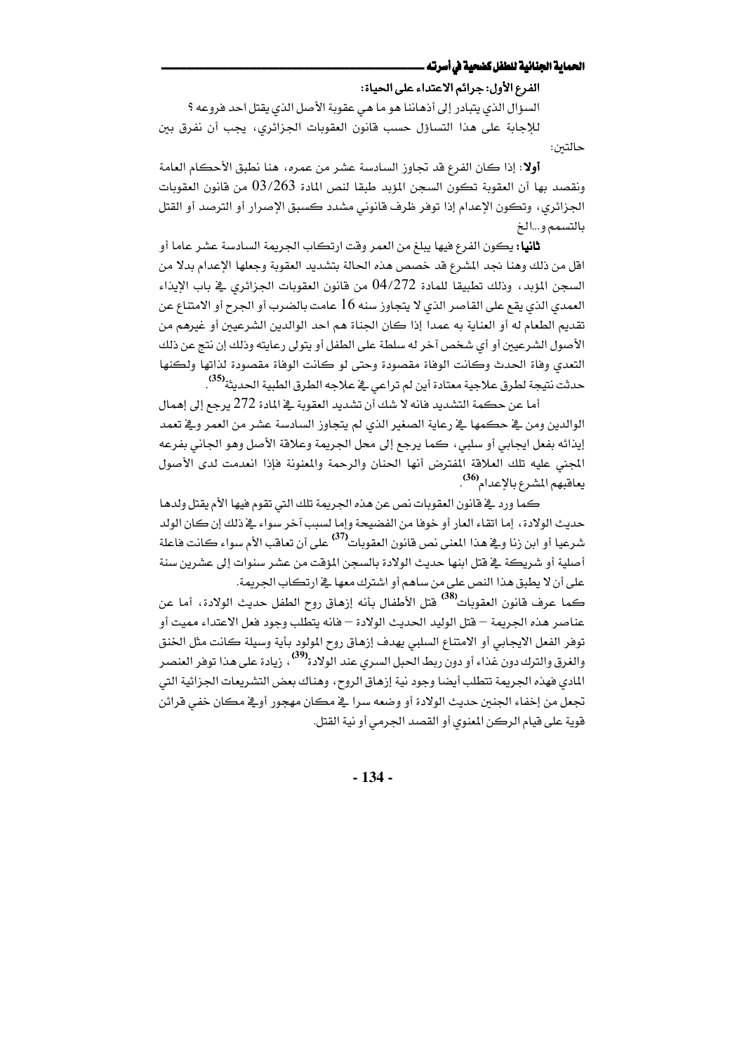**الفرع الأول: جرائم الاعتداء على الحياة:**

السؤال الذي يتبادر إلى أذهاننا هو ما هي عقوبة الأصل الذي يقتل احد فروعه ؟

للإجابة على هذا التساؤل حسب قانون العقوبات الجزائري، يجب أن نفرق بين حالتين:

**أولا**: إذا كان الفرع قد تجاوز السادسة عشر من عمره، هنا نطبق الأحكام العامة ونقصد بها أن العقوبة تكون السجن المؤبد طبقا لنص المادة 03/263 من قانون العقوبات الجزائري، وتكون الإعدام إذا توفر ظرف قانوني مشدد كسبق الإصرار أو الترصد أو القتل بالتسمم و...الخ

**ثانيا**: يكون الفرع فيها يبلغ من العمر وقت ارتكاب الجريمة السادسة عشر عاما أو اقل من ذلك وهنا نجد المشرع قد خصص هذه الحالة بتشديد العقوبة وجعلها الإعدام بدلا من السجن المؤبد، وذلك تطبيقا للمادة 04/272 من قانون العقوبات الجزائري في باب الإيذاء العمدي الذي يقع على القاصر الذي لا يتجاوز سنه 16 عامت بالضرب أو الجرح أو الامتناع عن تقديم الطعام له أو العناية به عمدا إذا كان الجناة هم احد الوالدين الشرعيين أو غيرهم من الأصول الشرعيين أو أي شخص آخر له سلطة على الطفل أو يتولى رعايته وذلك إن نتج عن ذلك التعدي وفاة الحدث وكانت الوفاة مقصودة وحتى لو كانت الوفاة مقصودة لذاتها ولكنها حدثت نتيجة لطرق علاجية معتادة أين لم تراعي في علاجه الطرق الطبية الحديثة[35].

أما عن حكمة التشديد فانه لا شك أن تشديد العقوبة في المادة 272 يرجع إلى إهمال الوالدين ومن في حكمها في رعاية الصغير الذي لم يتجاوز السادسة عشر من العمر وفي تعمد إيذائه بفعل ايجابي أو سلبي، كما يرجع إلى محل الجريمة وعلاقة الأصل وهو الجاني بفرعه المجني عليه تلك العلاقة المفترض أنها الحنان والرحمة والمعنونة فإذا انعدمت لدى الأصول يعاقبهم المشرع بالإعدام[36].

كما ورد في قانون العقوبات نص عن هذه الجريمة تلك التي تقوم فيها الأم بقتل ولدها حديث الولادة، إما اتقاء العار أو خوفا من الفضيحة وإما لسبب آخر سواء في ذلك إن كان الولد شرعيا أو ابن زنا وفي هذا المعنى نص قانون العقوبات[37] على أن تعاقب الأم سواء كانت فاعلة أصلية أو شريكة في قتل ابنها حديث الولادة بالسجن المؤقت من عشر سنوات إلى عشرين سنة على أن لا يطبق هذا النص على من ساهم أو اشترك معها في ارتكاب الجريمة.

كما عرف قانون العقوبات[38] قتل الأطفال بأنه إزهاق روح الطفل حديث الولادة، أما عن عناصر هذه الجريمة – قتل الوليد الحديث الولادة – فانه يتطلب وجود فعل الاعتداء مميت أو توفر الفعل الايجابي أو الامتناع السلبي يهدف إزهاق روح المولود بأية وسيلة كانت مثل الخنق والغرق والترك دون غذاء أو دون ربط الحبل السري عند الولادة[39]، زيادة على هذا توفر العنصر المادي فهذه الجريمة تتطلب أيضا وجود نية إزهاق الروح، وهناك بعض التشريعات الجزائية التي تجعل من إخفاء الجنين حديث الولادة أو وضعه سرا في مكان مهجور أو في مكان خفي قرائن قوية على قيام الركن المعنوي أو القصد الجرمي أو نية القتل.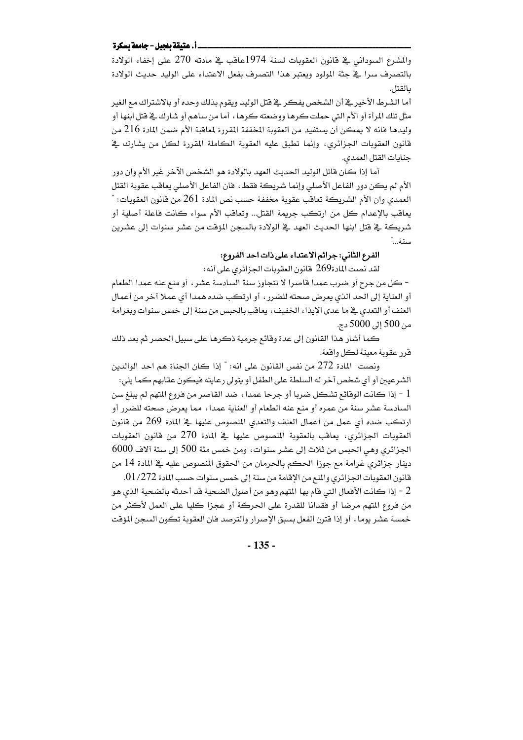والمشرع السوداني في قانون العقوبات لسنة 1974عاقب في مادته 270 على إخفاء الولادة بالتصرف سرا في جثة المولود ويعتبر هذا التصرف بفعل الاعتداء على الوليد حديث الولادة بالقتل.

أما الشرط الأخير في أن الشخص يفكر في قتل الوليد ويقوم بذلك وحده أو بالاشتراك مع الغير مثل تلك المرأة أو الأم التي حملت كرها ووضعته كرها، أما من ساهم أو شارك في قتل ابنها أو وليدها فانه لا يمكن أن يستفيد من العقوبة المخففة المقررة لمعاقبة الأم ضمن المادة 216 من قانون العقوبات الجزائري، وإنما تطبق عليه العقوبة الكاملة المقررة لكل من يشارك في جنايات القتل العمدي.

أما إذا كان قاتل الوليد الحديث العهد بالولادة هو الشخص الآخر غير الأم وان دور الأم لم يكن دور الفاعل الأصلي وإنما شريكة فقط، فان الفاعل الأصلي يعاقب عقوبة القتل العمدي وان الأم الشريكة تعاقب عقوبة مخففة حسب نص المادة 261 من قانون العقوبات: " يعاقب بالإعدام كل من ارتكب جريمة القتل... وتعاقب الأم سواء كانت فاعلة أصلية أو شريكة في قتل ابنها الحديث العهد في الولادة بالسجن المؤقت من عشر سنوات إلى عشرين سنة..."

**الفرع الثاني: جرائم الاعتداء على ذات احد الفروع:**

لقد نصت المادة269 قانون العقوبات الجزائري على أنه:

- كل من جرح أو ضرب عمدا قاصرا لا تتجاوز سنة السادسة عشر، أو منع عنه عمدا الطعام أو العناية إلى الحد الذي يعرض صحته للضرر، أو ارتكب ضده همدا أي عملا آخر من أعمال العنف أو التعدي في ما عدى الإيذاء الخفيف، يعاقب بالحبس من سنة إلى خمس سنوات وبغرامة من 500 إلى 5000 دج.

كما أشار هذا القانون إلى عدة وقائع جرمية ذكرها على سبيل الحصر ثم بعد ذلك قرر عقوبة معينة لكل واقعة.

ونصت المادة 272 من نفس القانون على انه: " إذا كان الجناة هم احد الوالدين الشرعيين أو أي شخص آخر له السلطة على الطفل أو يتولى رعايته فيكون عقابهم كما يلي:

1 - إذا كانت الوقائع تشكل ضربا أو جرحا عمدا، ضد القاصر من فروع المتهم لم يبلغ سن السادسة عشر سنة من عمره أو منع عنه الطعام أو العناية عمدا، مما يعرض صحته للضرر أو ارتكب ضده أي عمل من أعمال العنف والتعدي المنصوص عليها في المادة 269 من قانون العقوبات الجزائري، يعاقب بالعقوبة المنصوص عليها في المادة 270 من قانون العقوبات الجزائري وهي الحبس من ثلاث إلى عشر سنوات، ومن خمس مئة 500 إلى ستة آلاف 6000 دينار جزائري غرامة مع جوزا الحكم بالحرمان من الحقوق المنصوص عليه في المادة 14 من قانون العقوبات الجزائري والمنع من الإقامة من سنة إلى خمس سنوات حسب المادة 01/272.

2 - إذا كانت الأفعال التي قام بها المتهم وهو من أصول الضحية قد أحدثه بالضحية الذي هو من فروع المتهم مرضا أو فقدانا للقدرة على الحركة أو عجزا كليا على العمل لأكثر من خمسة عشر يوما، أو إذا قترن الفعل بسبق الإصرار والترصد فان العقوبة تكون السجن المؤقت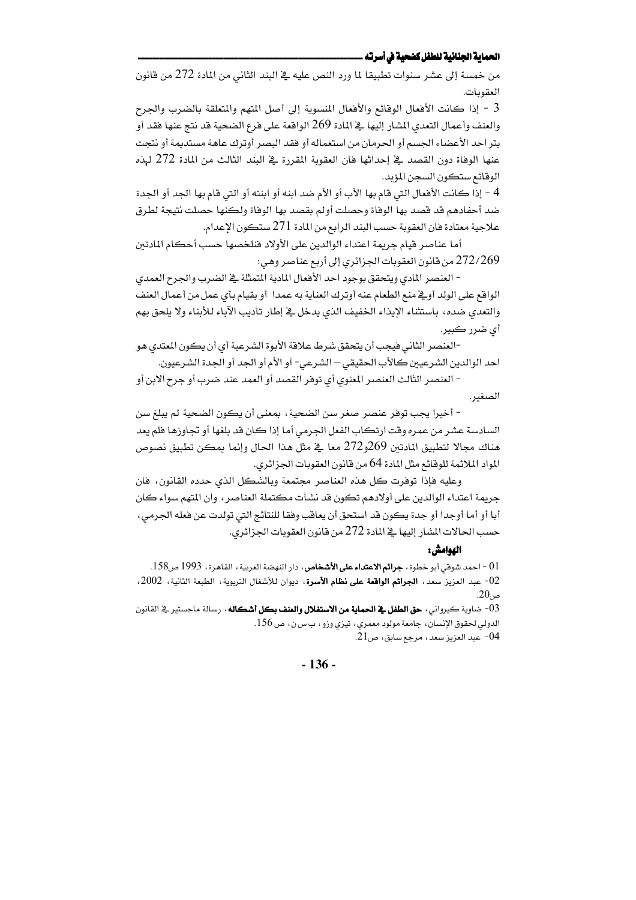من خمسة إلى عشر سنوات تطبيقا لما ورد النص عليه في البند الثاني من المادة 272 من قانون العقوبات.

3 - إذا كانت الأفعال الوقائع والأفعال المنسوبة إلى أصل المتهم والمتعلقة بالضرب والجرح والعنف وأعمال التعدي المشار إليها في المادة 269 الواقعة على فرع الضحية قد نتج عنها فقد أو بتر احد الأعضاء الجسم أو الحرمان من استعماله أو فقد البصر أوترك عاهة مستديمة أو نتجت عنها الوفاة دون القصد في إحداثها فان العقوبة المقررة في البند الثالث من المادة 272 لهذه الوقائع ستكون السجن المؤبد.

4 - إذا كانت الأفعال التي قام بها الأب أو الأم ضد ابنه أو ابنته أو التي قام بها الجد أو الجدة ضد أحفادهم قد قصد بها الوفاة وحصلت أولم بقصد بها الوفاة ولكنها حصلت نتيجة لطرق علاجية معتادة فان العقوبة حسب البند الرابع من المادة 271 ستكون الإعدام.

أما عناصر قيام جريمة اعتداء الوالدين على الأولاد فنلخصها حسب أحكام المادتين 272/269 من قانون العقوبات الجزائري إلى أربع عناصر وهي:

- العنصر المادي ويتحقق بوجود احد الأفعال المادية المتمثلة في الضرب والجرح العمدي الواقع على الولد أوفي منع الطعام عنه أوترك العناية به عمدا أو بقيام بأي عمل من أعمال العنف والتعدي ضده، باستثناء الإيذاء الخفيف الذي يدخل في إطار تأديب الآباء للأبناء ولا يلحق بهم أي ضرر كبير.

-العنصر الثاني فيجب أن يتحقق شرط علاقة الأبوة الشرعية أي أن يكون المعتدي هو احد الوالدين الشرعيين كالأب الحقيقي – الشرعي- أو الأم أو الجد أو الجدة الشرعيون.

- العنصر الثالث العنصر المعنوي أي توفر القصد أو العمد عند ضرب أو جرح الابن أو الصغير.

- أخيرا يجب توفر عنصر صغر سن الضحية، بمعنى أن يكون الضحية لم يبلغ سن السادسة عشر من عمره وقت ارتكاب الفعل الجرمي أما إذا كان قد بلغها أو تجاوزها فلم يعد هناك مجالا لتطبيق المادتين 269و272 معا في مثل هذا الحال وإنما يمكن تطبيق نصوص المواد الملائمة للوقائع مثل المادة 64 من قانون العقوبات الجزائري.

وعليه فإذا توفرت كل هذه العناصر مجتمعة وبالشكل الذي حدده القانون، فان جريمة اعتداء الوالدين على أولادهم تكون قد نشأت مكتملة العناصر، وان المتهم سواء كان أبا أو أما أوجدا أو جدة يكون قد استحق أن يعاقب وفقا للنتائج التي تولدت عن فعله الجرمي، حسب الحالات المشار إليها في المادة 272 من قانون العقوبات الجزائري.

**الهوامش:**

01 - احمد شوقي أبو خطوة، **جرائم الاعتداء على الأشخاص**، دار النهضة العربية، القاهرة، 1993 ص158.

02- عبد العزيز سعد، **الجرائم الواقعة على نظام الأسرة**، ديوان للأشغال التربوية، الطبعة الثانية، 2002، ص20.

03- ضاوية كيرواني، **حق الطفل في الحماية من الاستغلال والعنف بكل أشكاله**، رسالة ماجستير في القانون الدولي لحقوق الإنسان، جامعة مولود معمري، تيزي وزو، ب س ن، ص 156.

04- عبد العزيز سعد، مرجع سابق، ص21.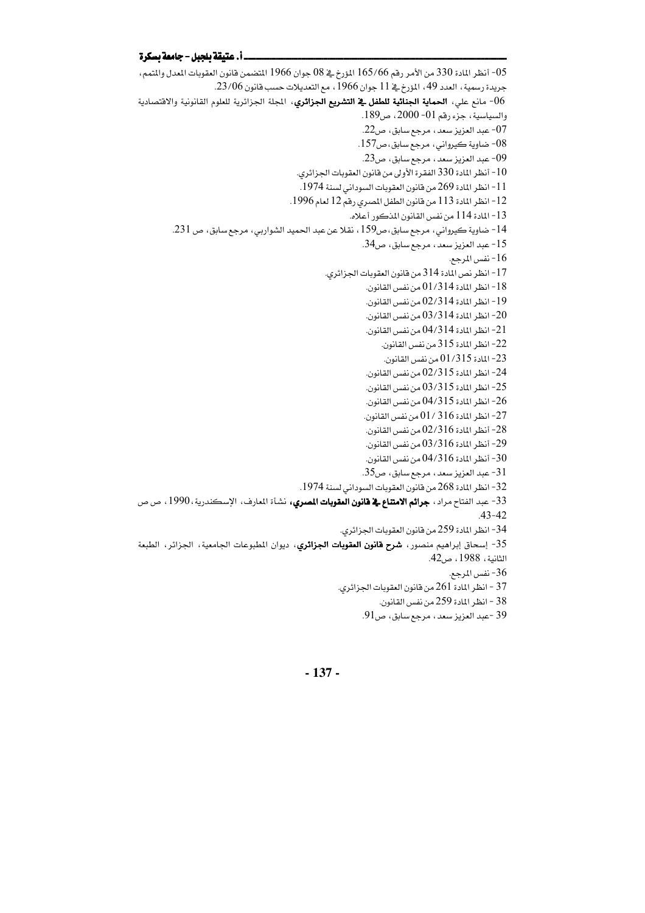05- أنظر المادة 330 من الأمر رقم 165/66 المؤرخ في 08 جوان 1966 المتضمن قانون العقوبات المعدل والمتمم، جريدة رسمية، العدد 49، المؤرخ في 11 جوان 1966، مع التعديلات حسب قانون 23/06.

06- مانع علي، **الحماية الجنائية للطفل في التشريع الجزائري**، المجلة الجزائرية للعلوم القانونية والاقتصادية والسياسية، جزء رقم 01- 2000، ص189.

07- عبد العزيز سعد، مرجع سابق، ص22.

08- ضاوية كيرواني، مرجع سابق، ص157.

09- عبد العزيز سعد، مرجع سابق، ص23.

10- أنظر المادة 330 الفقرة الأولى من قانون العقوبات الجزائري.

11- انظر المادة 269 من قانون العقوبات السوداني لسنة 1974.

12- انظر المادة 113 من قانون الطفل المصري رقم 12 لعام 1996.

13- المادة 114 من نفس القانون المذكور أعلاه.

14- ضاوية كيرواني، مرجع سابق، ص159، نقلا عن عبد الحميد الشواربي، مرجع سابق، ص 231.

15- عبد العزيز سعد، مرجع سابق، ص34.

16- نفس المرجع.

17- انظر نص المادة 314 من قانون العقوبات الجزائري.

18- انظر المادة 01/314 من نفس القانون.

19- انظر المادة 02/314 من نفس القانون.

20- انظر المادة 03/314 من نفس القانون.

21- انظر المادة 04/314 من نفس القانون.

22- انظر المادة 315 من نفس القانون.

23- المادة 01/315 من نفس القانون.

24- انظر المادة 02/315 من نفس القانون.

25- انظر المادة 03/315 من نفس القانون.

26- انظر المادة 04/315 من نفس القانون.

27- انظر المادة 316 / 01 من نفس القانون.

28- أنظر المادة 02/316 من نفس القانون.

29- أنظر المادة 03/316 من نفس القانون.

30- أنظر المادة 04/316 من نفس القانون.

31- عبد العزيز سعد، مرجع سابق، ص35.

32- انظر المادة 268 من قانون العقوبات السوداني لسنة 1974.

33- عبد الفتاح مراد، **جرائم الامتناع في قانون العقوبات المصري**، نشأة المعارف، الإسكندرية، 1990، ص ص 42-43.

34- انظر المادة 259 من قانون العقوبات الجزائري.

35- إسحاق إبراهيم منصور، **شرح قانون العقوبات الجزائري**، ديوان المطبوعات الجامعية، الجزائر، الطبعة الثانية، 1988، ص42.

36- نفس المرجع.

37 - انظر المادة 261 من قانون العقوبات الجزائري.

38 - انظر المادة 259 من نفس القانون.

39 -عبد العزيز سعد، مرجع سابق، ص91.